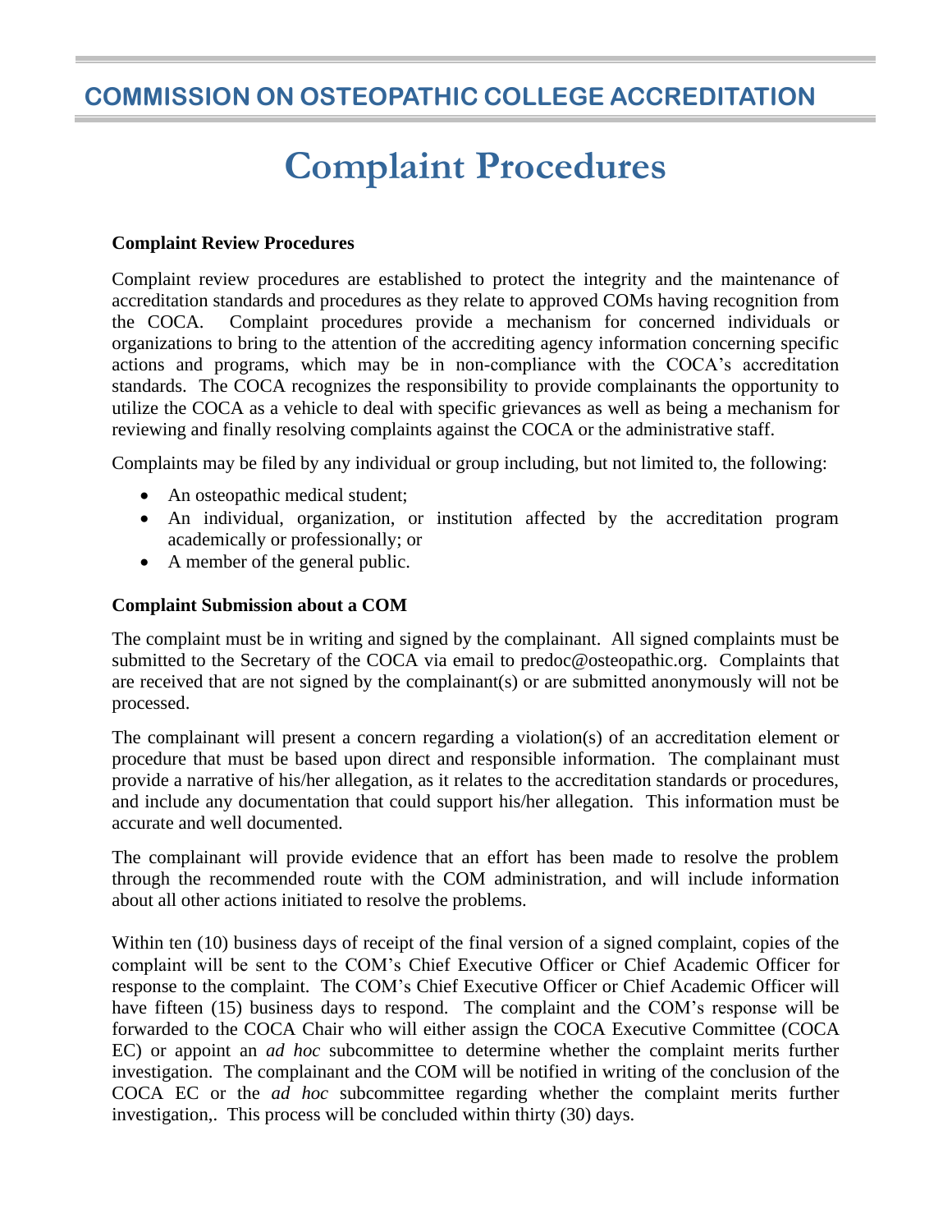## COMMISSION ON OSTEOPATHIC COLLEGE ACCREDITATION

# Complaint Procedures

**Complaint Review Procedures**

Complaint review procedures are established to protect the integrity and the maintenance of accreditation standards and procedures as they relate to approved COMs having recognition from the COCA. Complaint procedures provide a mechanism for concerned individuals or organizations to bring to the attention of the accrediting agency information concerning specific actions and programs, which may be in non-compliance with the COCA's accreditation standards. The COCA recognizes the responsibility to provide complainants the opportunity to utilize the COCA as a vehicle to deal with specific grievances as well as being a mechanism for reviewing and finally resolving complaints against the COCA or the administrative staff.

Complaints may be filed by any individual or group including, but not limited to, the following:

- An osteopathic medical student;
- An individual, organization, or institution affected by the accreditation program academically or professionally; or
- A member of the general public.

**Complaint Submission about a COM**

The complaint must be in writing and signed by the complainant. All signed complaints must be submitted to the Secretary of the COCA via email to predoc@osteopathic.org. Complaints that are received that are not signed by the complainant(s) or are submitted anonymously will not be processed.

The complainant will present a concern regarding a violation(s) of an accreditation element or procedure that must be based upon direct and responsible information. The complainant must provide a narrative of his/her allegation, as it relates to the accreditation standards or procedures, and include any documentation that could support his/her allegation. This information must be accurate and well documented.

The complainant will provide evidence that an effort has been made to resolve the problem through the recommended route with the COM administration, and will include information about all other actions initiated to resolve the problems.

Within ten (10) business days of receipt of the final version of a signed complaint, copies of the complaint will be sent to the COM's Chief Executive Officer or Chief Academic Officer for response to the complaint. The COM's Chief Executive Officer or Chief Academic Officer will have fifteen (15) business days to respond. The complaint and the COM's response will be forwarded to the COCA Chair who will either assign the COCA Executive Committee (COCA EC) or appoint an *ad hoc* subcommittee to determine whether the complaint merits further investigation. The complainant and the COM will be notified in writing of the conclusion of the COCA EC or the *ad hoc* subcommittee regarding whether the complaint merits further investigation,. This process will be concluded within thirty (30) days.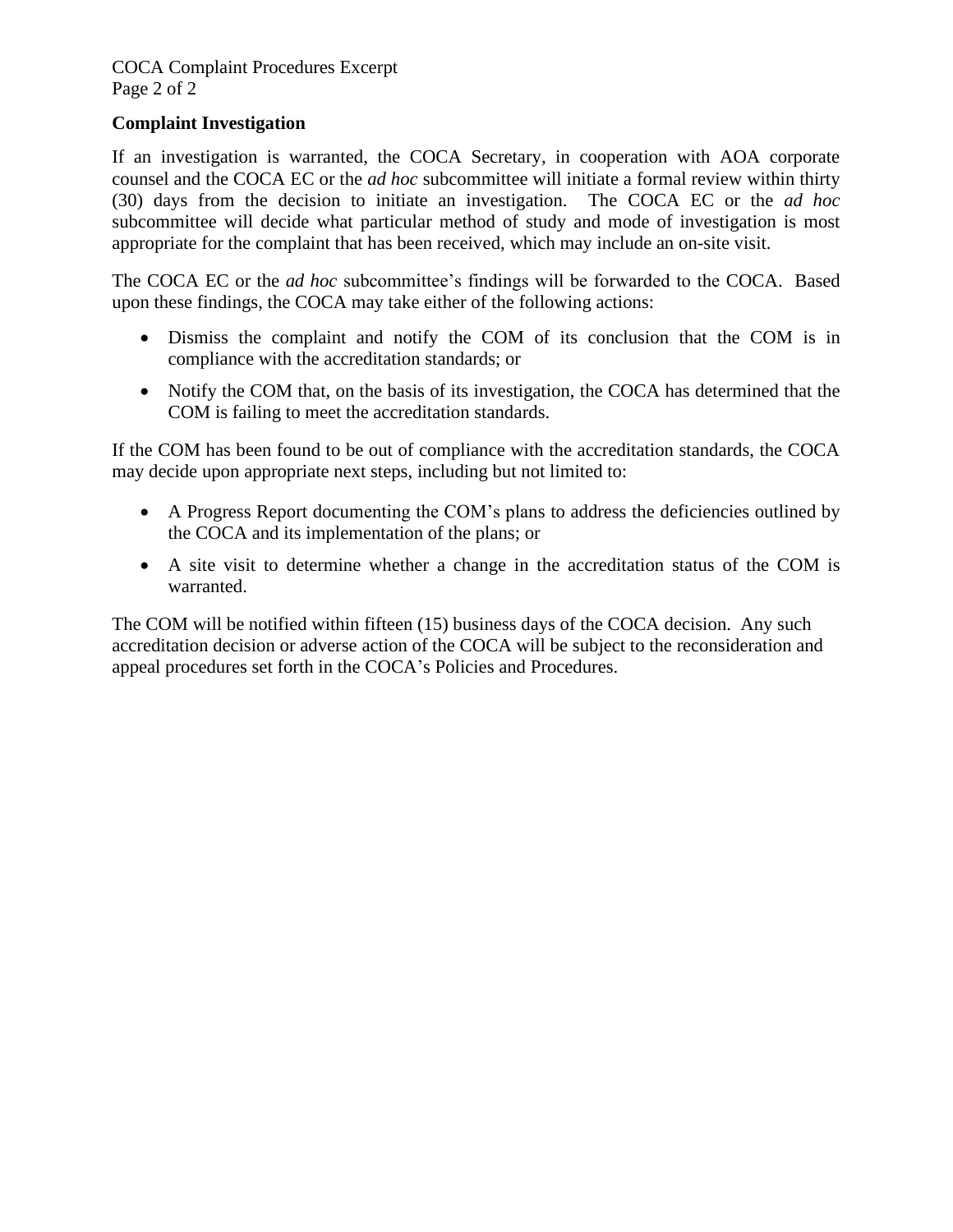## Complaint Investigation

If an investigation is warranted, the COCA Secretary, in cooperation with AOA corporate counsel and the COCA EC or the *ad hoc* subcommittee will initiate a formal review within thirty (30) days from the decision to initiate an investigation. The COCA EC or the *ad hoc* subcommittee will decide what particular method of study and mode of investigation is most appropriate for the complaint that has been received, which may include an on-site visit.

The COCA EC or the *ad hoc* subcommittee's findings will be forwarded to the COCA. Based upon these findings, the COCA may take either of the following actions:

- Dismiss the complaint and notify the COM of its conclusion that the COM is in compliance with the accreditation standards; or
- Notify the COM that, on the basis of its investigation, the COCA has determined that the COM is failing to meet the accreditation standards.

If the COM has been found to be out of compliance with the accreditation standards, the COCA may decide upon appropriate next steps, including but not limited to:

- A Progress Report documenting the COM's plans to address the deficiencies outlined by the COCA and its implementation of the plans; or
- A site visit to determine whether a change in the accreditation status of the COM is warranted.

The COM will be notified within fifteen (15) business days of the COCA decision. Any such accreditation decision or adverse action of the COCA will be subject to the reconsideration and appeal procedures set forth in the COCA's Policies and Procedures.